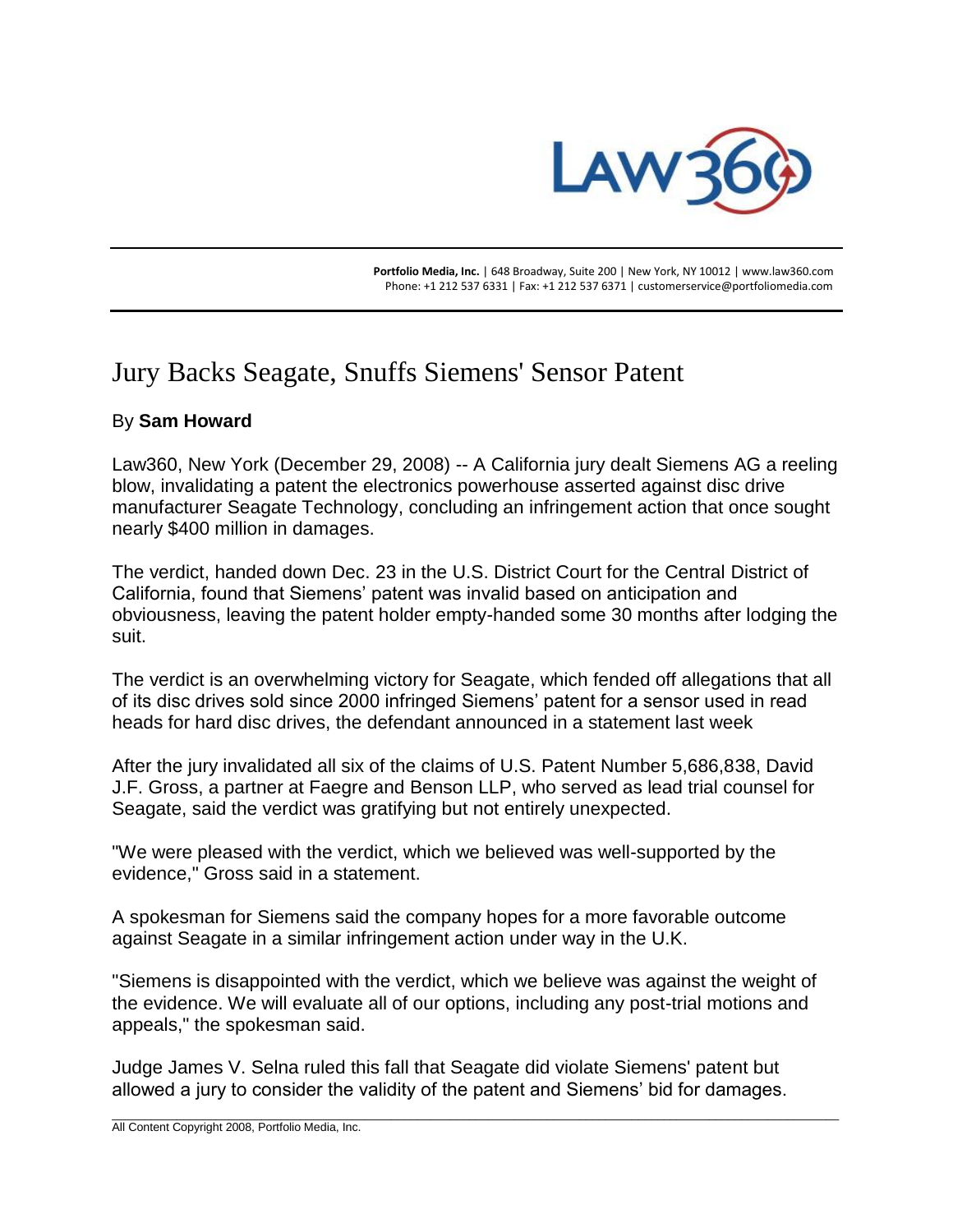**Portfolio Media, Inc.** | 648 Broadway, Suite 200 | New York, NY 10012 | www.law360.com
Phone: +1 212 537 6331 | Fax: +1 212 537 6371 | customerservice@portfoliomedia.com

# Jury Backs Seagate, Snuffs Siemens' Sensor Patent

By **Sam Howard**

Law360, New York (December 29, 2008) -- A California jury dealt Siemens AG a reeling blow, invalidating a patent the electronics powerhouse asserted against disc drive manufacturer Seagate Technology, concluding an infringement action that once sought nearly $400 million in damages.

The verdict, handed down Dec. 23 in the U.S. District Court for the Central District of California, found that Siemens' patent was invalid based on anticipation and obviousness, leaving the patent holder empty-handed some 30 months after lodging the suit.

The verdict is an overwhelming victory for Seagate, which fended off allegations that all of its disc drives sold since 2000 infringed Siemens' patent for a sensor used in read heads for hard disc drives, the defendant announced in a statement last week

After the jury invalidated all six of the claims of U.S. Patent Number 5,686,838, David J.F. Gross, a partner at Faegre and Benson LLP, who served as lead trial counsel for Seagate, said the verdict was gratifying but not entirely unexpected.

"We were pleased with the verdict, which we believed was well-supported by the evidence," Gross said in a statement.

A spokesman for Siemens said the company hopes for a more favorable outcome against Seagate in a similar infringement action under way in the U.K.

"Siemens is disappointed with the verdict, which we believe was against the weight of the evidence. We will evaluate all of our options, including any post-trial motions and appeals," the spokesman said.

Judge James V. Selna ruled this fall that Seagate did violate Siemens' patent but allowed a jury to consider the validity of the patent and Siemens' bid for damages.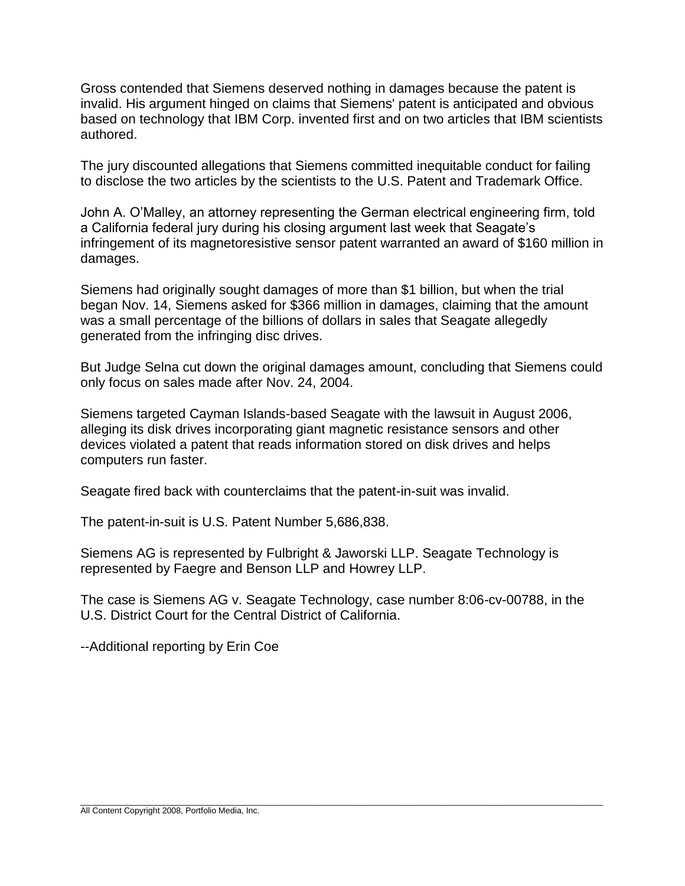Gross contended that Siemens deserved nothing in damages because the patent is invalid. His argument hinged on claims that Siemens' patent is anticipated and obvious based on technology that IBM Corp. invented first and on two articles that IBM scientists authored.

The jury discounted allegations that Siemens committed inequitable conduct for failing to disclose the two articles by the scientists to the U.S. Patent and Trademark Office.

John A. O'Malley, an attorney representing the German electrical engineering firm, told a California federal jury during his closing argument last week that Seagate's infringement of its magnetoresistive sensor patent warranted an award of $160 million in damages.

Siemens had originally sought damages of more than $1 billion, but when the trial began Nov. 14, Siemens asked for $366 million in damages, claiming that the amount was a small percentage of the billions of dollars in sales that Seagate allegedly generated from the infringing disc drives.

But Judge Selna cut down the original damages amount, concluding that Siemens could only focus on sales made after Nov. 24, 2004.

Siemens targeted Cayman Islands-based Seagate with the lawsuit in August 2006, alleging its disk drives incorporating giant magnetic resistance sensors and other devices violated a patent that reads information stored on disk drives and helps computers run faster.

Seagate fired back with counterclaims that the patent-in-suit was invalid.

The patent-in-suit is U.S. Patent Number 5,686,838.

Siemens AG is represented by Fulbright & Jaworski LLP. Seagate Technology is represented by Faegre and Benson LLP and Howrey LLP.

The case is Siemens AG v. Seagate Technology, case number 8:06-cv-00788, in the U.S. District Court for the Central District of California.

--Additional reporting by Erin Coe